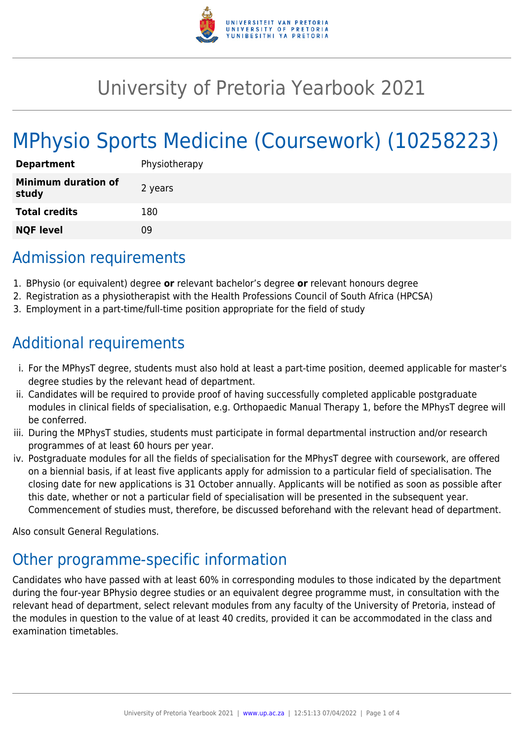# University of Pretoria Yearbook 2021

# MPhysio Sports Medicine (Coursework) (10258223)

| | |
|---|---|
| **Department** | Physiotherapy |
| **Minimum duration of study** | 2 years |
| **Total credits** | 180 |
| **NQF level** | 09 |

## Admission requirements

1. BPhysio (or equivalent) degree **or** relevant bachelor's degree **or** relevant honours degree
2. Registration as a physiotherapist with the Health Professions Council of South Africa (HPCSA)
3. Employment in a part-time/full-time position appropriate for the field of study

## Additional requirements

i. For the MPhysT degree, students must also hold at least a part-time position, deemed applicable for master's degree studies by the relevant head of department.
ii. Candidates will be required to provide proof of having successfully completed applicable postgraduate modules in clinical fields of specialisation, e.g. Orthopaedic Manual Therapy 1, before the MPhysT degree will be conferred.
iii. During the MPhysT studies, students must participate in formal departmental instruction and/or research programmes of at least 60 hours per year.
iv. Postgraduate modules for all the fields of specialisation for the MPhysT degree with coursework, are offered on a biennial basis, if at least five applicants apply for admission to a particular field of specialisation. The closing date for new applications is 31 October annually. Applicants will be notified as soon as possible after this date, whether or not a particular field of specialisation will be presented in the subsequent year. Commencement of studies must, therefore, be discussed beforehand with the relevant head of department.

Also consult General Regulations.

## Other programme-specific information

Candidates who have passed with at least 60% in corresponding modules to those indicated by the department during the four-year BPhysio degree studies or an equivalent degree programme must, in consultation with the relevant head of department, select relevant modules from any faculty of the University of Pretoria, instead of the modules in question to the value of at least 40 credits, provided it can be accommodated in the class and examination timetables.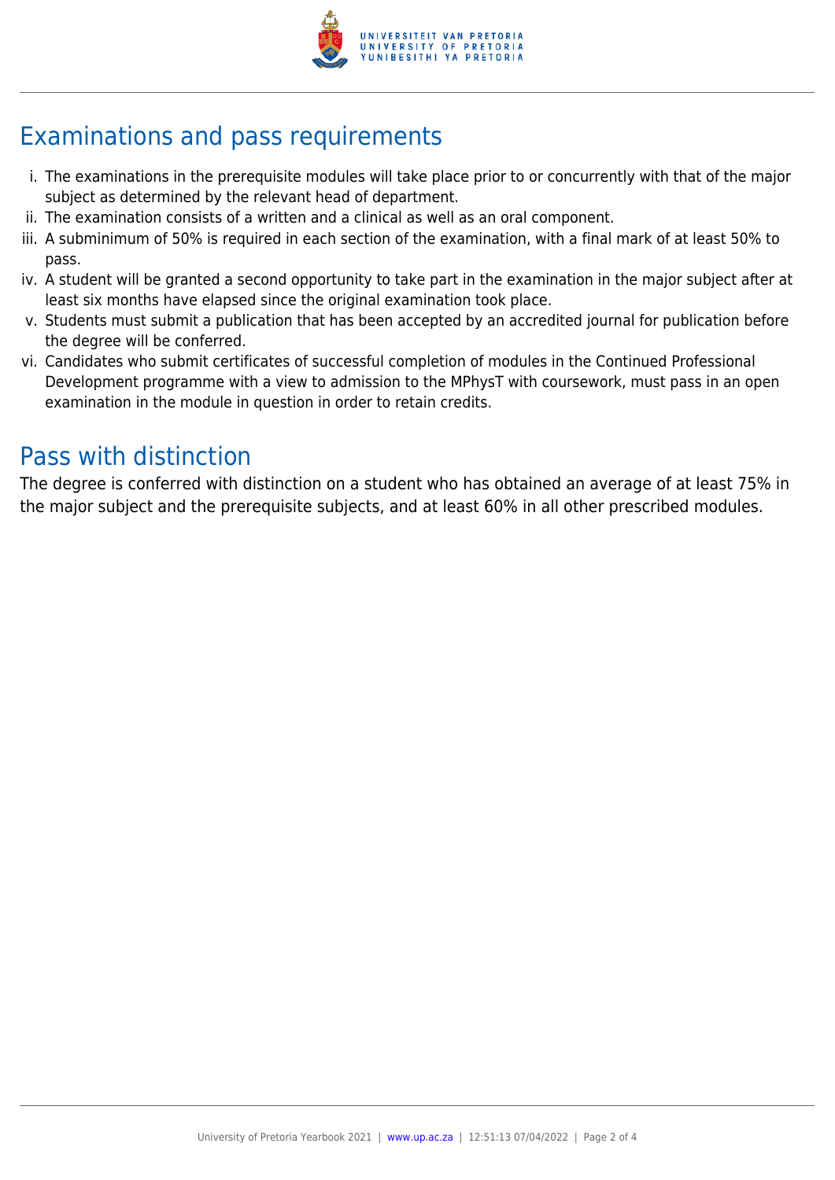## Examinations and pass requirements

i. The examinations in the prerequisite modules will take place prior to or concurrently with that of the major subject as determined by the relevant head of department.
ii. The examination consists of a written and a clinical as well as an oral component.
iii. A subminimum of 50% is required in each section of the examination, with a final mark of at least 50% to pass.
iv. A student will be granted a second opportunity to take part in the examination in the major subject after at least six months have elapsed since the original examination took place.
v. Students must submit a publication that has been accepted by an accredited journal for publication before the degree will be conferred.
vi. Candidates who submit certificates of successful completion of modules in the Continued Professional Development programme with a view to admission to the MPhysT with coursework, must pass in an open examination in the module in question in order to retain credits.

## Pass with distinction

The degree is conferred with distinction on a student who has obtained an average of at least 75% in the major subject and the prerequisite subjects, and at least 60% in all other prescribed modules.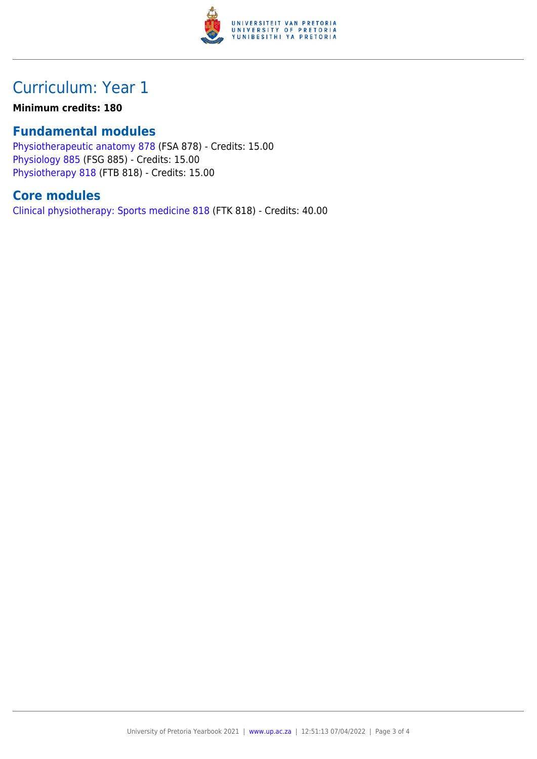# Curriculum: Year 1

**Minimum credits: 180**

## Fundamental modules

Physiotherapeutic anatomy 878 (FSA 878) - Credits: 15.00
Physiology 885 (FSG 885) - Credits: 15.00
Physiotherapy 818 (FTB 818) - Credits: 15.00

## Core modules

Clinical physiotherapy: Sports medicine 818 (FTK 818) - Credits: 40.00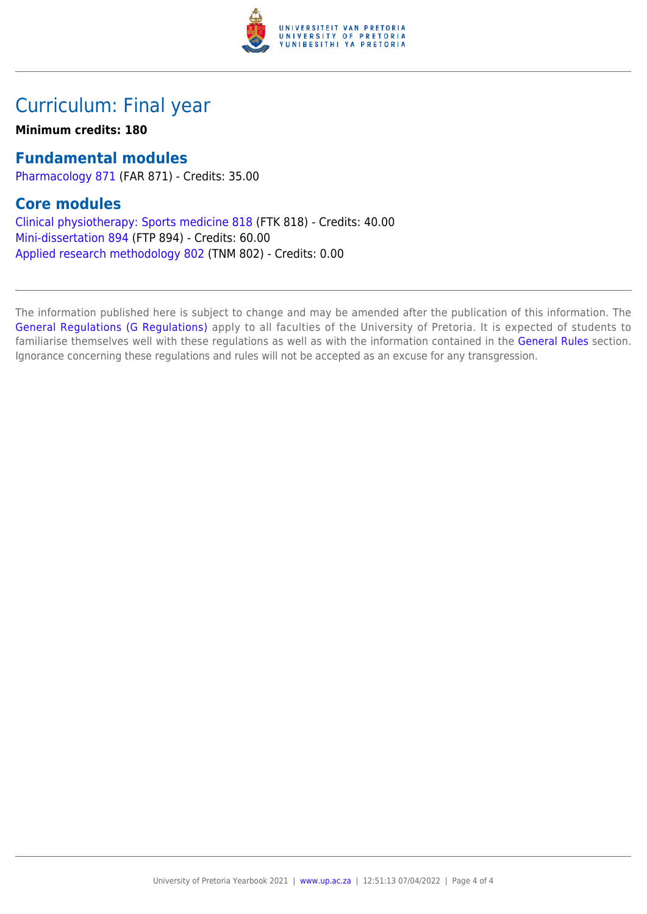# Curriculum: Final year

**Minimum credits: 180**

## Fundamental modules

Pharmacology 871 (FAR 871) - Credits: 35.00

## Core modules

Clinical physiotherapy: Sports medicine 818 (FTK 818) - Credits: 40.00
Mini-dissertation 894 (FTP 894) - Credits: 60.00
Applied research methodology 802 (TNM 802) - Credits: 0.00

---

The information published here is subject to change and may be amended after the publication of this information. The General Regulations (G Regulations) apply to all faculties of the University of Pretoria. It is expected of students to familiarise themselves well with these regulations as well as with the information contained in the General Rules section. Ignorance concerning these regulations and rules will not be accepted as an excuse for any transgression.